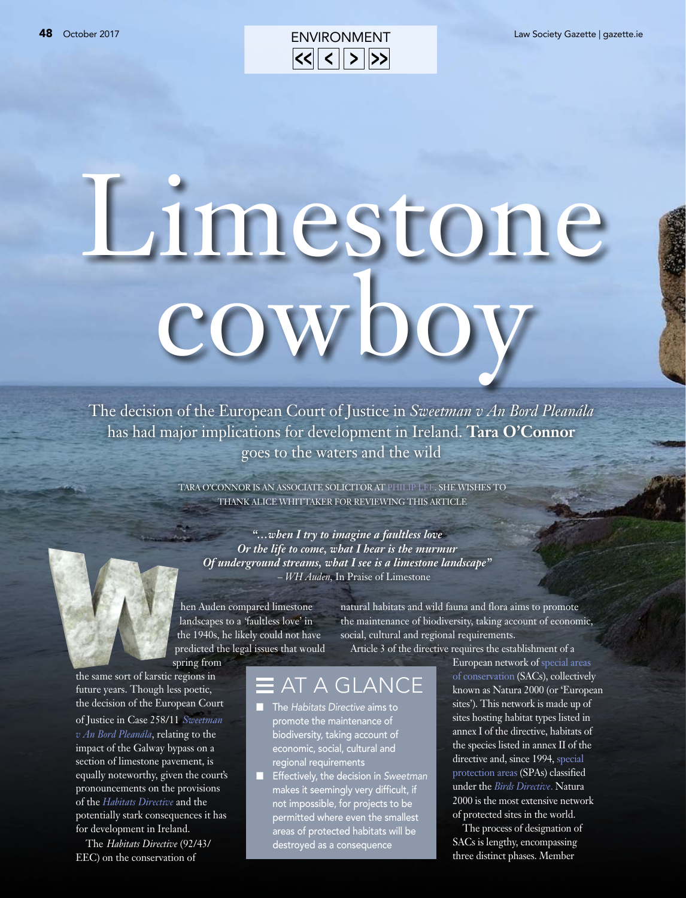# Limestone cowboy

The decision of the European Court of Justice in *Sweetman v An Bord Pleanála* has had major implications for development in Ireland. **Tara O'Connor** goes to the waters and the wild

TARA O'CONNOR IS AN ASSOCIATE SOLICITOR AT PHILIP LEE. SHE WISHES TO THANK ALICE WHITTAKER FOR REVIEWING THIS ARTICLE

> ***"...when I try to imagine a faultless love***
> ***Or the life to come, what I hear is the murmur***
> ***Of underground streams, what I see is a limestone landscape"***
> *– WH Auden,* In Praise of Limestone

When Auden compared limestone landscapes to a 'faultless love' in the 1940s, he likely could not have predicted the legal issues that would spring from the same sort of karstic regions in future years. Though less poetic, the decision of the European Court of Justice in Case 258/11 *Sweetman v An Bord Pleanála*, relating to the impact of the Galway bypass on a section of limestone pavement, is equally noteworthy, given the court's pronouncements on the provisions of the *Habitats Directive* and the potentially stark consequences it has for development in Ireland.

The *Habitats Directive* (92/43/EEC) on the conservation of natural habitats and wild fauna and flora aims to promote the maintenance of biodiversity, taking account of economic, social, cultural and regional requirements.

Article 3 of the directive requires the establishment of a European network of special areas of conservation (SACs), collectively known as Natura 2000 (or 'European sites'). This network is made up of sites hosting habitat types listed in annex I of the directive, habitats of the species listed in annex II of the directive and, since 1994, special protection areas (SPAs) classified under the *Birds Directive*. Natura 2000 is the most extensive network of protected sites in the world.

The process of designation of SACs is lengthy, encompassing three distinct phases. Member

## AT A GLANCE

- The *Habitats Directive* aims to promote the maintenance of biodiversity, taking account of economic, social, cultural and regional requirements
- Effectively, the decision in *Sweetman* makes it seemingly very difficult, if not impossible, for projects to be permitted where even the smallest areas of protected habitats will be destroyed as a consequence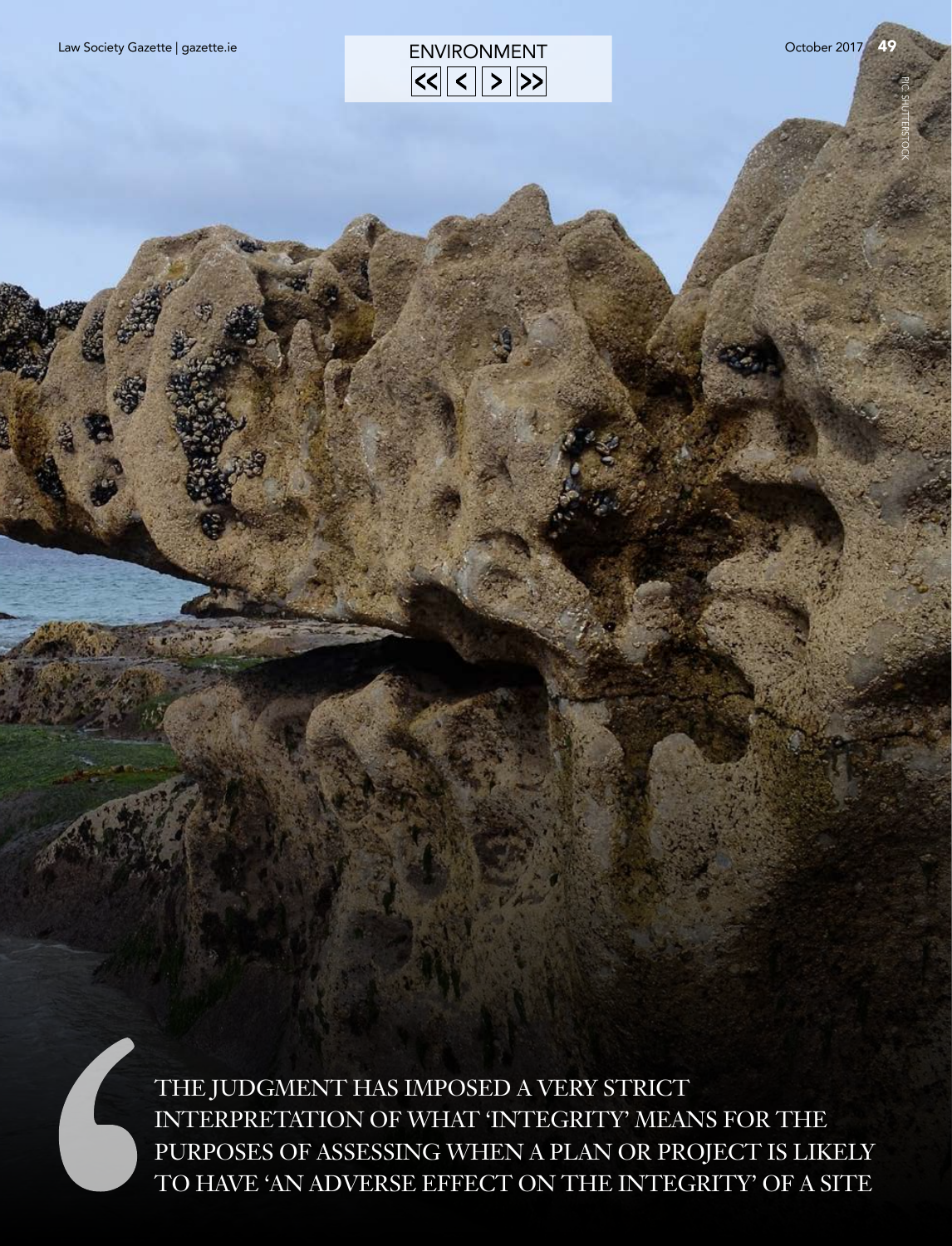THE JUDGMENT HAS IMPOSED A VERY STRICT INTERPRETATION OF WHAT 'INTEGRITY' MEANS FOR THE PURPOSES OF ASSESSING WHEN A PLAN OR PROJECT IS LIKELY TO HAVE 'AN ADVERSE EFFECT ON THE INTEGRITY' OF A SITE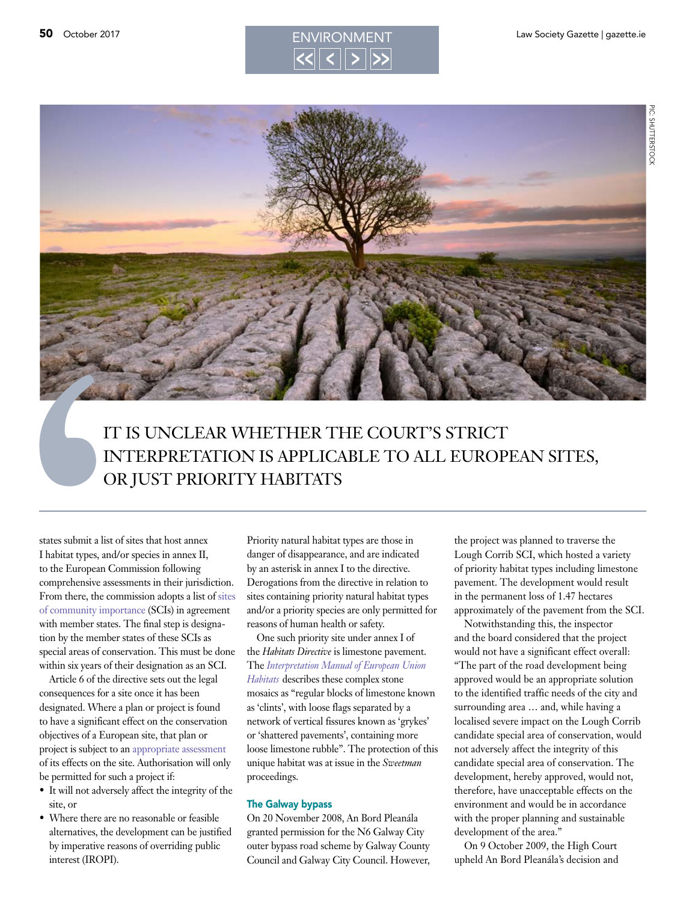IT IS UNCLEAR WHETHER THE COURT'S STRICT INTERPRETATION IS APPLICABLE TO ALL EUROPEAN SITES, OR JUST PRIORITY HABITATS

states submit a list of sites that host annex I habitat types, and/or species in annex II, to the European Commission following comprehensive assessments in their jurisdiction. From there, the commission adopts a list of sites of community importance (SCIs) in agreement with member states. The final step is designation by the member states of these SCIs as special areas of conservation. This must be done within six years of their designation as an SCI.

Article 6 of the directive sets out the legal consequences for a site once it has been designated. Where a plan or project is found to have a significant effect on the conservation objectives of a European site, that plan or project is subject to an appropriate assessment of its effects on the site. Authorisation will only be permitted for such a project if:

- It will not adversely affect the integrity of the site, or
- Where there are no reasonable or feasible alternatives, the development can be justified by imperative reasons of overriding public interest (IROPI).

Priority natural habitat types are those in danger of disappearance, and are indicated by an asterisk in annex I to the directive. Derogations from the directive in relation to sites containing priority natural habitat types and/or a priority species are only permitted for reasons of human health or safety.

One such priority site under annex I of the *Habitats Directive* is limestone pavement. The *Interpretation Manual of European Union Habitats* describes these complex stone mosaics as "regular blocks of limestone known as 'clints', with loose flags separated by a network of vertical fissures known as 'grykes' or 'shattered pavements', containing more loose limestone rubble". The protection of this unique habitat was at issue in the *Sweetman* proceedings.

### The Galway bypass

On 20 November 2008, An Bord Pleanála granted permission for the N6 Galway City outer bypass road scheme by Galway County Council and Galway City Council. However, the project was planned to traverse the Lough Corrib SCI, which hosted a variety of priority habitat types including limestone pavement. The development would result in the permanent loss of 1.47 hectares approximately of the pavement from the SCI.

Notwithstanding this, the inspector and the board considered that the project would not have a significant effect overall: "The part of the road development being approved would be an appropriate solution to the identified traffic needs of the city and surrounding area … and, while having a localised severe impact on the Lough Corrib candidate special area of conservation, would not adversely affect the integrity of this candidate special area of conservation. The development, hereby approved, would not, therefore, have unacceptable effects on the environment and would be in accordance with the proper planning and sustainable development of the area."

On 9 October 2009, the High Court upheld An Bord Pleanála's decision and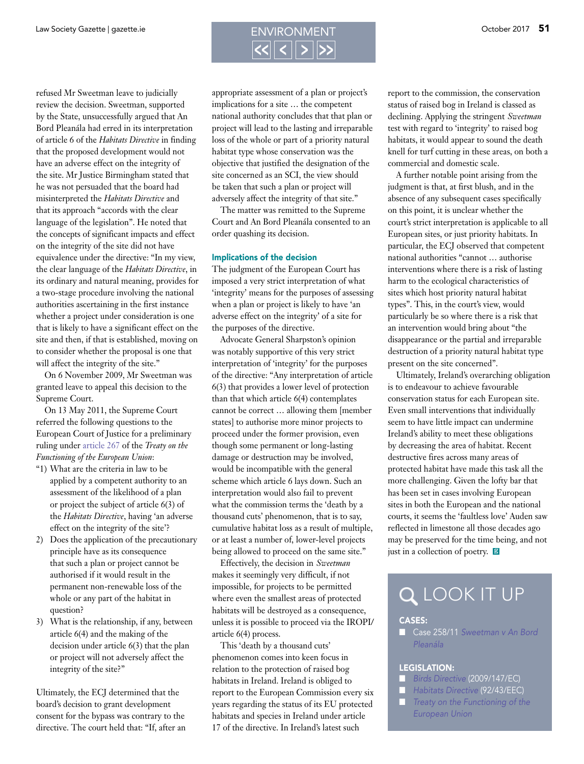refused Mr Sweetman leave to judicially review the decision. Sweetman, supported by the State, unsuccessfully argued that An Bord Pleanála had erred in its interpretation of article 6 of the *Habitats Directive* in finding that the proposed development would not have an adverse effect on the integrity of the site. Mr Justice Birmingham stated that he was not persuaded that the board had misinterpreted the *Habitats Directive* and that its approach "accords with the clear language of the legislation". He noted that the concepts of significant impacts and effect on the integrity of the site did not have equivalence under the directive: "In my view, the clear language of the *Habitats Directive*, in its ordinary and natural meaning, provides for a two-stage procedure involving the national authorities ascertaining in the first instance whether a project under consideration is one that is likely to have a significant effect on the site and then, if that is established, moving on to consider whether the proposal is one that will affect the integrity of the site."

On 6 November 2009, Mr Sweetman was granted leave to appeal this decision to the Supreme Court.

On 13 May 2011, the Supreme Court referred the following questions to the European Court of Justice for a preliminary ruling under article 267 of the *Treaty on the Functioning of the European Union*:

"1) What are the criteria in law to be applied by a competent authority to an assessment of the likelihood of a plan or project the subject of article 6(3) of the *Habitats Directive*, having 'an adverse effect on the integrity of the site'?
2) Does the application of the precautionary principle have as its consequence that such a plan or project cannot be authorised if it would result in the permanent non-renewable loss of the whole or any part of the habitat in question?
3) What is the relationship, if any, between article 6(4) and the making of the decision under article 6(3) that the plan or project will not adversely affect the integrity of the site?"

Ultimately, the ECJ determined that the board's decision to grant development consent for the bypass was contrary to the directive. The court held that: "If, after an appropriate assessment of a plan or project's implications for a site … the competent national authority concludes that that plan or project will lead to the lasting and irreparable loss of the whole or part of a priority natural habitat type whose conservation was the objective that justified the designation of the site concerned as an SCI, the view should be taken that such a plan or project will adversely affect the integrity of that site."

The matter was remitted to the Supreme Court and An Bord Pleanála consented to an order quashing its decision.

### Implications of the decision

The judgment of the European Court has imposed a very strict interpretation of what 'integrity' means for the purposes of assessing when a plan or project is likely to have 'an adverse effect on the integrity' of a site for the purposes of the directive.

Advocate General Sharpston's opinion was notably supportive of this very strict interpretation of 'integrity' for the purposes of the directive: "Any interpretation of article 6(3) that provides a lower level of protection than that which article 6(4) contemplates cannot be correct … allowing them [member states] to authorise more minor projects to proceed under the former provision, even though some permanent or long-lasting damage or destruction may be involved, would be incompatible with the general scheme which article 6 lays down. Such an interpretation would also fail to prevent what the commission terms the 'death by a thousand cuts' phenomenon, that is to say, cumulative habitat loss as a result of multiple, or at least a number of, lower-level projects being allowed to proceed on the same site."

Effectively, the decision in *Sweetman* makes it seemingly very difficult, if not impossible, for projects to be permitted where even the smallest areas of protected habitats will be destroyed as a consequence, unless it is possible to proceed via the IROPI/article 6(4) process.

This 'death by a thousand cuts' phenomenon comes into keen focus in relation to the protection of raised bog habitats in Ireland. Ireland is obliged to report to the European Commission every six years regarding the status of its EU protected habitats and species in Ireland under article 17 of the directive. In Ireland's latest such report to the commission, the conservation status of raised bog in Ireland is classed as declining. Applying the stringent *Sweetman* test with regard to 'integrity' to raised bog habitats, it would appear to sound the death knell for turf cutting in these areas, on both a commercial and domestic scale.

A further notable point arising from the judgment is that, at first blush, and in the absence of any subsequent cases specifically on this point, it is unclear whether the court's strict interpretation is applicable to all European sites, or just priority habitats. In particular, the ECJ observed that competent national authorities "cannot … authorise interventions where there is a risk of lasting harm to the ecological characteristics of sites which host priority natural habitat types". This, in the court's view, would particularly be so where there is a risk that an intervention would bring about "the disappearance or the partial and irreparable destruction of a priority natural habitat type present on the site concerned".

Ultimately, Ireland's overarching obligation is to endeavour to achieve favourable conservation status for each European site. Even small interventions that individually seem to have little impact can undermine Ireland's ability to meet these obligations by decreasing the area of habitat. Recent destructive fires across many areas of protected habitat have made this task all the more challenging. Given the lofty bar that has been set in cases involving European sites in both the European and the national courts, it seems the 'faultless love' Auden saw reflected in limestone all those decades ago may be preserved for the time being, and not just in a collection of poetry.

## LOOK IT UP

**CASES:**
- Case 258/11 *Sweetman v An Bord Pleanála*

**LEGISLATION:**
- *Birds Directive* (2009/147/EC)
- *Habitats Directive* (92/43/EEC)
- *Treaty on the Functioning of the European Union*